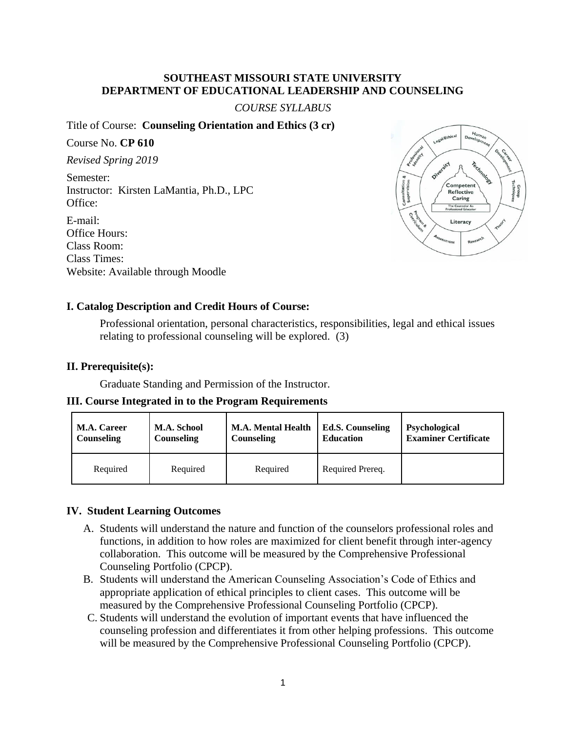**SOUTHEAST MISSOURI STATE UNIVERSITY**
**DEPARTMENT OF EDUCATIONAL LEADERSHIP AND COUNSELING**

*COURSE SYLLABUS*

Title of Course: **Counseling Orientation and Ethics (3 cr)**

Course No. **CP 610**

*Revised Spring 2019*

Semester:
Instructor: Kirsten LaMantia, Ph.D., LPC
Office:

E-mail:
Office Hours:
Class Room:
Class Times:
Website: Available through Moodle

## I. Catalog Description and Credit Hours of Course:

Professional orientation, personal characteristics, responsibilities, legal and ethical issues relating to professional counseling will be explored. (3)

## II. Prerequisite(s):

Graduate Standing and Permission of the Instructor.

## III. Course Integrated in to the Program Requirements

| M.A. Career Counseling | M.A. School Counseling | M.A. Mental Health Counseling | Ed.S. Counseling Education | Psychological Examiner Certificate |
|---|---|---|---|---|
| Required | Required | Required | Required Prereq. | |

## IV. Student Learning Outcomes

A. Students will understand the nature and function of the counselors professional roles and functions, in addition to how roles are maximized for client benefit through inter-agency collaboration. This outcome will be measured by the Comprehensive Professional Counseling Portfolio (CPCP).

B. Students will understand the American Counseling Association's Code of Ethics and appropriate application of ethical principles to client cases. This outcome will be measured by the Comprehensive Professional Counseling Portfolio (CPCP).

C. Students will understand the evolution of important events that have influenced the counseling profession and differentiates it from other helping professions. This outcome will be measured by the Comprehensive Professional Counseling Portfolio (CPCP).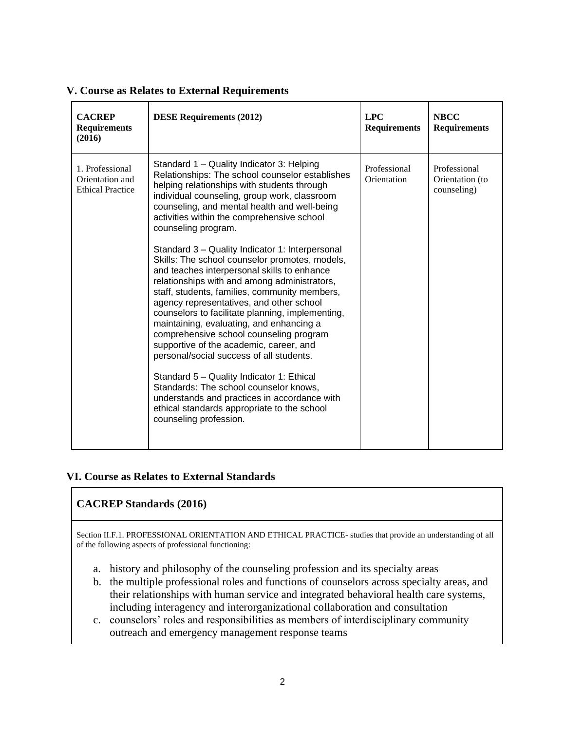## V. Course as Relates to External Requirements

| CACREP Requirements (2016) | DESE Requirements (2012) | LPC Requirements | NBCC Requirements |
|---|---|---|---|
| 1. Professional Orientation and Ethical Practice | Standard 1 – Quality Indicator 3: Helping Relationships: The school counselor establishes helping relationships with students through individual counseling, group work, classroom counseling, and mental health and well-being activities within the comprehensive school counseling program.<br><br>Standard 3 – Quality Indicator 1: Interpersonal Skills: The school counselor promotes, models, and teaches interpersonal skills to enhance relationships with and among administrators, staff, students, families, community members, agency representatives, and other school counselors to facilitate planning, implementing, maintaining, evaluating, and enhancing a comprehensive school counseling program supportive of the academic, career, and personal/social success of all students.<br><br>Standard 5 – Quality Indicator 1: Ethical Standards: The school counselor knows, understands and practices in accordance with ethical standards appropriate to the school counseling profession. | Professional Orientation | Professional Orientation (to counseling) |

## VI. Course as Relates to External Standards

### CACREP Standards (2016)

Section II.F.1. PROFESSIONAL ORIENTATION AND ETHICAL PRACTICE- studies that provide an understanding of all of the following aspects of professional functioning:

a. history and philosophy of the counseling profession and its specialty areas
b. the multiple professional roles and functions of counselors across specialty areas, and their relationships with human service and integrated behavioral health care systems, including interagency and interorganizational collaboration and consultation
c. counselors' roles and responsibilities as members of interdisciplinary community outreach and emergency management response teams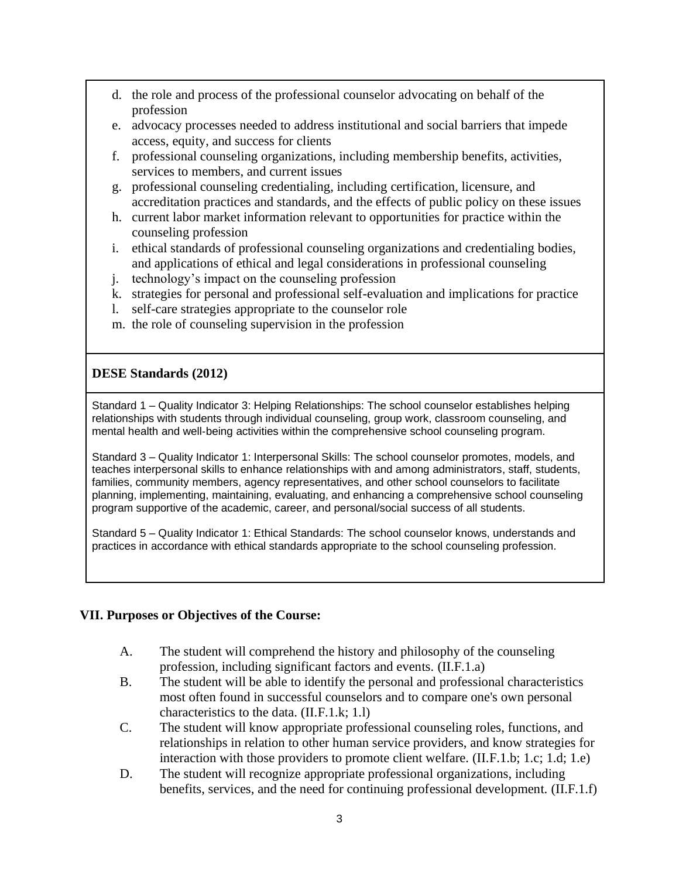d. the role and process of the professional counselor advocating on behalf of the profession
e. advocacy processes needed to address institutional and social barriers that impede access, equity, and success for clients
f. professional counseling organizations, including membership benefits, activities, services to members, and current issues
g. professional counseling credentialing, including certification, licensure, and accreditation practices and standards, and the effects of public policy on these issues
h. current labor market information relevant to opportunities for practice within the counseling profession
i. ethical standards of professional counseling organizations and credentialing bodies, and applications of ethical and legal considerations in professional counseling
j. technology's impact on the counseling profession
k. strategies for personal and professional self-evaluation and implications for practice
l. self-care strategies appropriate to the counselor role
m. the role of counseling supervision in the profession

**DESE Standards (2012)**

Standard 1 – Quality Indicator 3: Helping Relationships: The school counselor establishes helping relationships with students through individual counseling, group work, classroom counseling, and mental health and well-being activities within the comprehensive school counseling program.

Standard 3 – Quality Indicator 1: Interpersonal Skills: The school counselor promotes, models, and teaches interpersonal skills to enhance relationships with and among administrators, staff, students, families, community members, agency representatives, and other school counselors to facilitate planning, implementing, maintaining, evaluating, and enhancing a comprehensive school counseling program supportive of the academic, career, and personal/social success of all students.

Standard 5 – Quality Indicator 1: Ethical Standards: The school counselor knows, understands and practices in accordance with ethical standards appropriate to the school counseling profession.

## VII. Purposes or Objectives of the Course:

A. The student will comprehend the history and philosophy of the counseling profession, including significant factors and events. (II.F.1.a)

B. The student will be able to identify the personal and professional characteristics most often found in successful counselors and to compare one's own personal characteristics to the data. (II.F.1.k; 1.l)

C. The student will know appropriate professional counseling roles, functions, and relationships in relation to other human service providers, and know strategies for interaction with those providers to promote client welfare. (II.F.1.b; 1.c; 1.d; 1.e)

D. The student will recognize appropriate professional organizations, including benefits, services, and the need for continuing professional development. (II.F.1.f)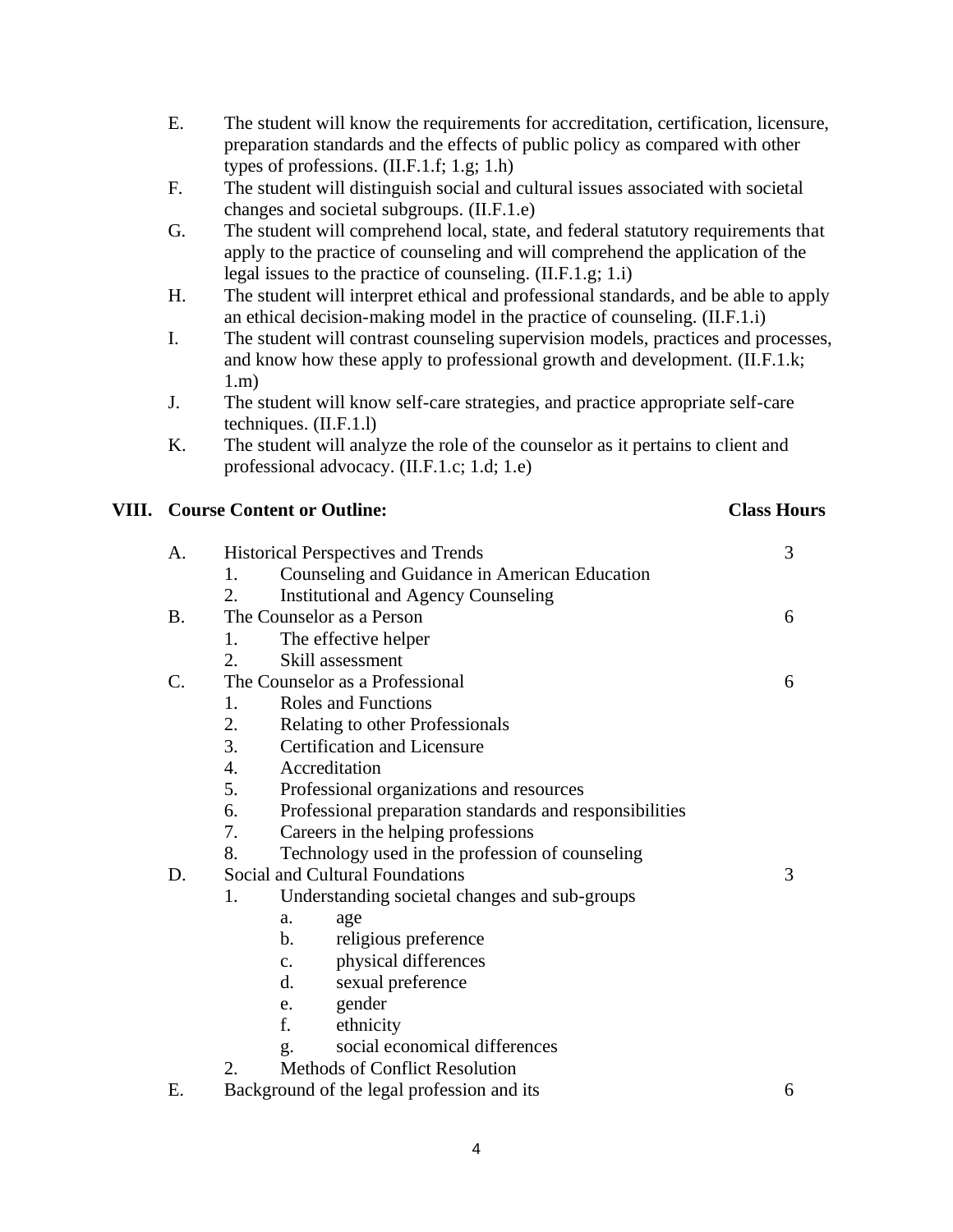E. The student will know the requirements for accreditation, certification, licensure, preparation standards and the effects of public policy as compared with other types of professions. (II.F.1.f; 1.g; 1.h)

F. The student will distinguish social and cultural issues associated with societal changes and societal subgroups. (II.F.1.e)

G. The student will comprehend local, state, and federal statutory requirements that apply to the practice of counseling and will comprehend the application of the legal issues to the practice of counseling. (II.F.1.g; 1.i)

H. The student will interpret ethical and professional standards, and be able to apply an ethical decision-making model in the practice of counseling. (II.F.1.i)

I. The student will contrast counseling supervision models, practices and processes, and know how these apply to professional growth and development. (II.F.1.k; 1.m)

J. The student will know self-care strategies, and practice appropriate self-care techniques. (II.F.1.l)

K. The student will analyze the role of the counselor as it pertains to client and professional advocacy. (II.F.1.c; 1.d; 1.e)

## VIII. Course Content or Outline:

| Content | Class Hours |
|---|---|
| A. Historical Perspectives and Trends | 3 |
| 1. Counseling and Guidance in American Education | |
| 2. Institutional and Agency Counseling | |
| B. The Counselor as a Person | 6 |
| 1. The effective helper | |
| 2. Skill assessment | |
| C. The Counselor as a Professional | 6 |
| 1. Roles and Functions | |
| 2. Relating to other Professionals | |
| 3. Certification and Licensure | |
| 4. Accreditation | |
| 5. Professional organizations and resources | |
| 6. Professional preparation standards and responsibilities | |
| 7. Careers in the helping professions | |
| 8. Technology used in the profession of counseling | |
| D. Social and Cultural Foundations | 3 |
| 1. Understanding societal changes and sub-groups | |
| a. age | |
| b. religious preference | |
| c. physical differences | |
| d. sexual preference | |
| e. gender | |
| f. ethnicity | |
| g. social economical differences | |
| 2. Methods of Conflict Resolution | |
| E. Background of the legal profession and its | 6 |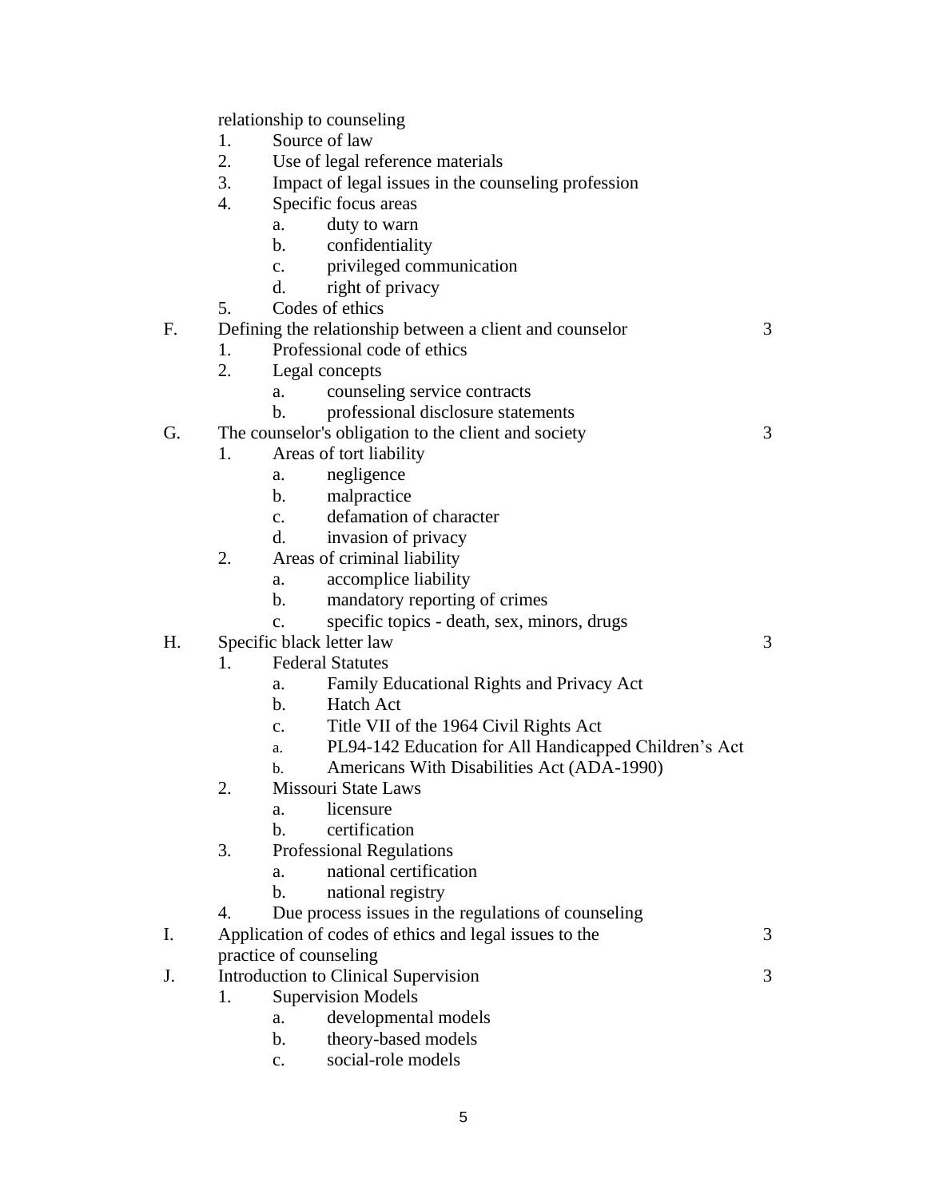relationship to counseling

1. Source of law
2. Use of legal reference materials
3. Impact of legal issues in the counseling profession
4. Specific focus areas
   a. duty to warn
   b. confidentiality
   c. privileged communication
   d. right of privacy
5. Codes of ethics

F. Defining the relationship between a client and counselor — 3

1. Professional code of ethics
2. Legal concepts
   a. counseling service contracts
   b. professional disclosure statements

G. The counselor's obligation to the client and society — 3

1. Areas of tort liability
   a. negligence
   b. malpractice
   c. defamation of character
   d. invasion of privacy
2. Areas of criminal liability
   a. accomplice liability
   b. mandatory reporting of crimes
   c. specific topics - death, sex, minors, drugs

H. Specific black letter law — 3

1. Federal Statutes
   a. Family Educational Rights and Privacy Act
   b. Hatch Act
   c. Title VII of the 1964 Civil Rights Act
   a. PL94-142 Education for All Handicapped Children's Act
   b. Americans With Disabilities Act (ADA-1990)
2. Missouri State Laws
   a. licensure
   b. certification
3. Professional Regulations
   a. national certification
   b. national registry
4. Due process issues in the regulations of counseling

I. Application of codes of ethics and legal issues to the practice of counseling — 3

J. Introduction to Clinical Supervision — 3

1. Supervision Models
   a. developmental models
   b. theory-based models
   c. social-role models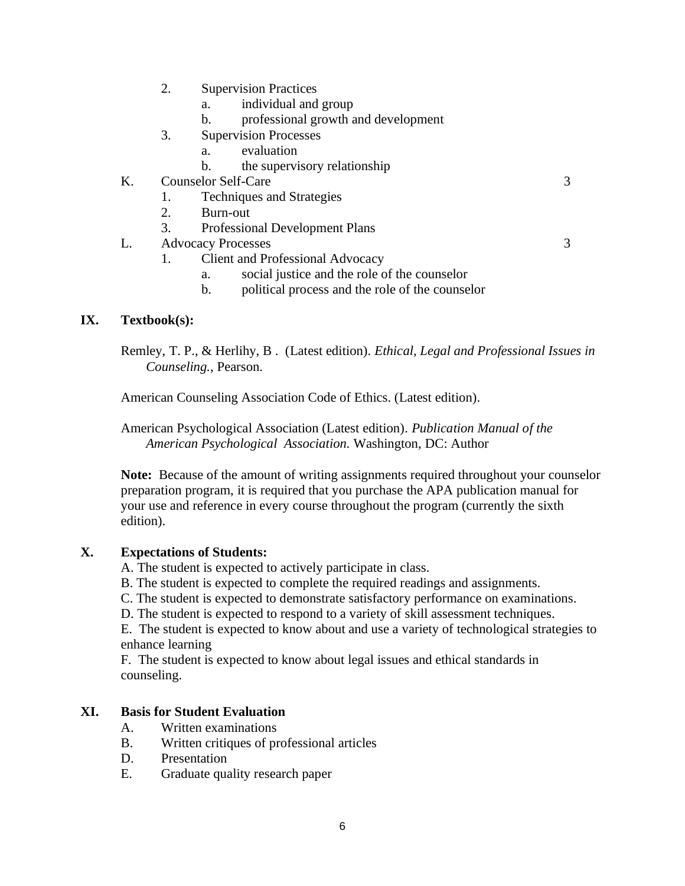2. Supervision Practices
    a. individual and group
    b. professional growth and development
3. Supervision Processes
    a. evaluation
    b. the supervisory relationship

K. Counselor Self-Care 3
1. Techniques and Strategies
2. Burn-out
3. Professional Development Plans

L. Advocacy Processes 3
1. Client and Professional Advocacy
    a. social justice and the role of the counselor
    b. political process and the role of the counselor

## IX. Textbook(s):

Remley, T. P., & Herlihy, B . (Latest edition). *Ethical, Legal and Professional Issues in Counseling.*, Pearson.

American Counseling Association Code of Ethics. (Latest edition).

American Psychological Association (Latest edition). *Publication Manual of the American Psychological Association.* Washington, DC: Author

**Note:** Because of the amount of writing assignments required throughout your counselor preparation program, it is required that you purchase the APA publication manual for your use and reference in every course throughout the program (currently the sixth edition).

## X. Expectations of Students:

A. The student is expected to actively participate in class.
B. The student is expected to complete the required readings and assignments.
C. The student is expected to demonstrate satisfactory performance on examinations.
D. The student is expected to respond to a variety of skill assessment techniques.
E. The student is expected to know about and use a variety of technological strategies to enhance learning
F. The student is expected to know about legal issues and ethical standards in counseling.

## XI. Basis for Student Evaluation

A. Written examinations
B. Written critiques of professional articles
D. Presentation
E. Graduate quality research paper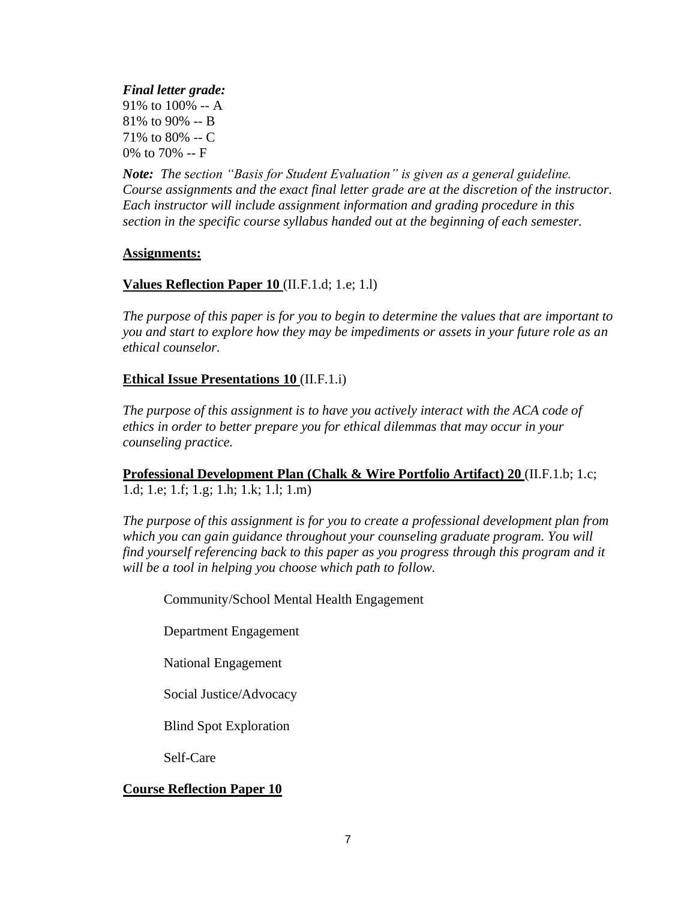***Final letter grade:***
91% to 100% -- A
81% to 90% -- B
71% to 80% -- C
0% to 70% -- F

***Note:*** *The section "Basis for Student Evaluation" is given as a general guideline. Course assignments and the exact final letter grade are at the discretion of the instructor. Each instructor will include assignment information and grading procedure in this section in the specific course syllabus handed out at the beginning of each semester.*

**Assignments:**

**Values Reflection Paper 10** (II.F.1.d; 1.e; 1.l)

*The purpose of this paper is for you to begin to determine the values that are important to you and start to explore how they may be impediments or assets in your future role as an ethical counselor.*

**Ethical Issue Presentations 10** (II.F.1.i)

*The purpose of this assignment is to have you actively interact with the ACA code of ethics in order to better prepare you for ethical dilemmas that may occur in your counseling practice.*

**Professional Development Plan (Chalk & Wire Portfolio Artifact) 20** (II.F.1.b; 1.c; 1.d; 1.e; 1.f; 1.g; 1.h; 1.k; 1.l; 1.m)

*The purpose of this assignment is for you to create a professional development plan from which you can gain guidance throughout your counseling graduate program. You will find yourself referencing back to this paper as you progress through this program and it will be a tool in helping you choose which path to follow.*

Community/School Mental Health Engagement

Department Engagement

National Engagement

Social Justice/Advocacy

Blind Spot Exploration

Self-Care

**Course Reflection Paper 10**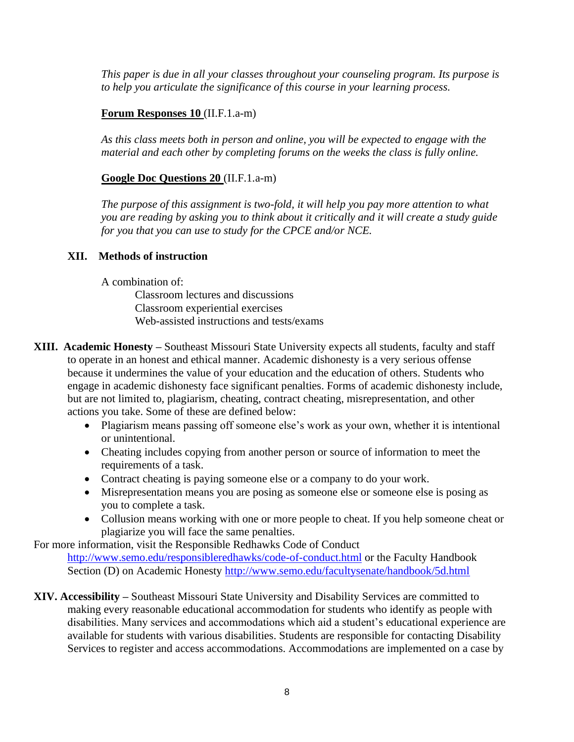*This paper is due in all your classes throughout your counseling program. Its purpose is to help you articulate the significance of this course in your learning process.*

**Forum Responses 10** (II.F.1.a-m)

*As this class meets both in person and online, you will be expected to engage with the material and each other by completing forums on the weeks the class is fully online.*

**Google Doc Questions 20** (II.F.1.a-m)

*The purpose of this assignment is two-fold, it will help you pay more attention to what you are reading by asking you to think about it critically and it will create a study guide for you that you can use to study for the CPCE and/or NCE.*

## XII. Methods of instruction

A combination of:

- Classroom lectures and discussions
- Classroom experiential exercises
- Web-assisted instructions and tests/exams

**XIII. Academic Honesty –** Southeast Missouri State University expects all students, faculty and staff to operate in an honest and ethical manner. Academic dishonesty is a very serious offense because it undermines the value of your education and the education of others. Students who engage in academic dishonesty face significant penalties. Forms of academic dishonesty include, but are not limited to, plagiarism, cheating, contract cheating, misrepresentation, and other actions you take. Some of these are defined below:

- Plagiarism means passing off someone else's work as your own, whether it is intentional or unintentional.
- Cheating includes copying from another person or source of information to meet the requirements of a task.
- Contract cheating is paying someone else or a company to do your work.
- Misrepresentation means you are posing as someone else or someone else is posing as you to complete a task.
- Collusion means working with one or more people to cheat. If you help someone cheat or plagiarize you will face the same penalties.

For more information, visit the Responsible Redhawks Code of Conduct http://www.semo.edu/responsibleredhawks/code-of-conduct.html or the Faculty Handbook Section (D) on Academic Honesty http://www.semo.edu/facultysenate/handbook/5d.html

**XIV. Accessibility –** Southeast Missouri State University and Disability Services are committed to making every reasonable educational accommodation for students who identify as people with disabilities. Many services and accommodations which aid a student's educational experience are available for students with various disabilities. Students are responsible for contacting Disability Services to register and access accommodations. Accommodations are implemented on a case by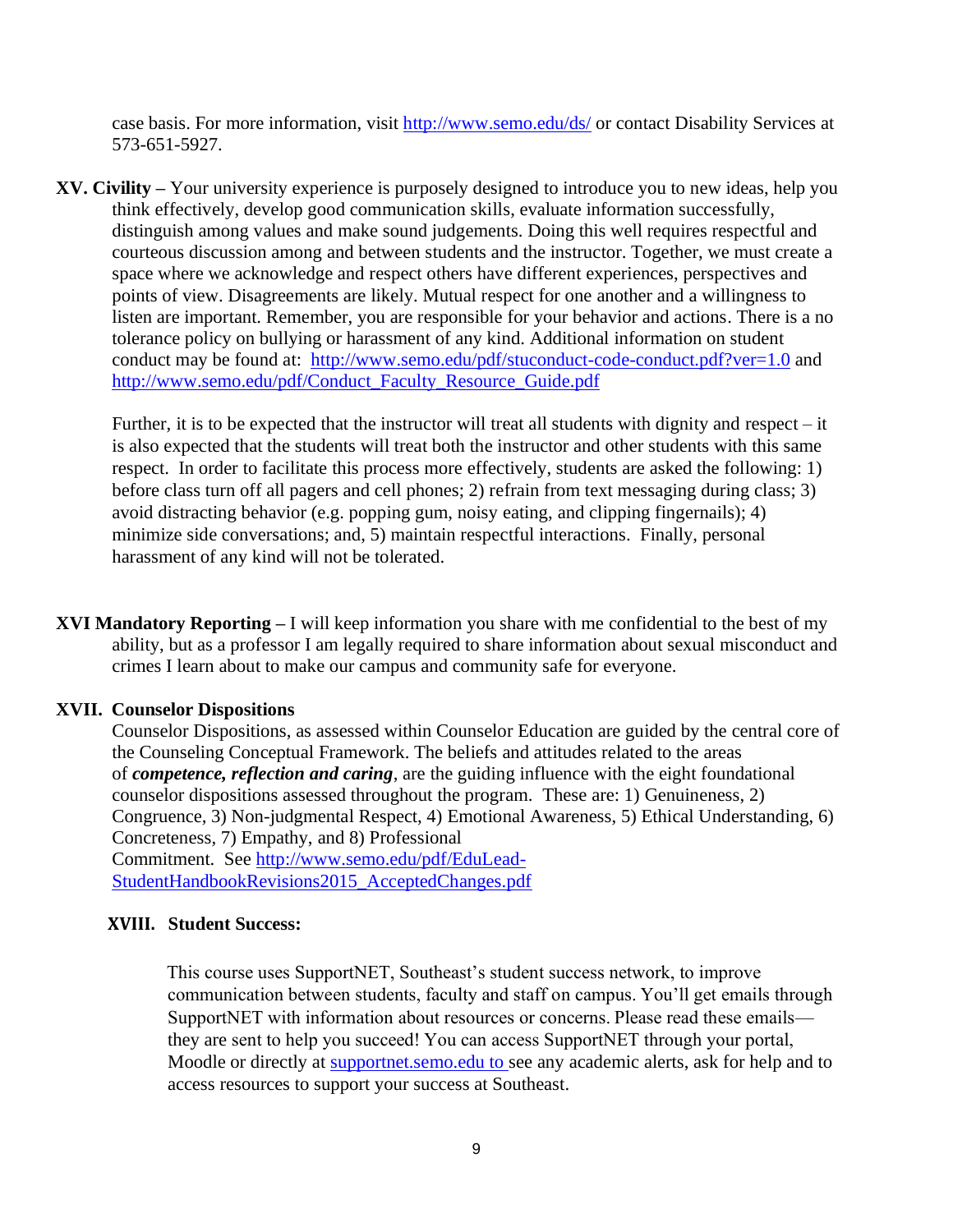case basis. For more information, visit [http://www.semo.edu/ds/](http://www.semo.edu/ds/) or contact Disability Services at 573-651-5927.

**XV. Civility –** Your university experience is purposely designed to introduce you to new ideas, help you think effectively, develop good communication skills, evaluate information successfully, distinguish among values and make sound judgements. Doing this well requires respectful and courteous discussion among and between students and the instructor. Together, we must create a space where we acknowledge and respect others have different experiences, perspectives and points of view. Disagreements are likely. Mutual respect for one another and a willingness to listen are important. Remember, you are responsible for your behavior and actions. There is a no tolerance policy on bullying or harassment of any kind. Additional information on student conduct may be found at: [http://www.semo.edu/pdf/stuconduct-code-conduct.pdf?ver=1.0](http://www.semo.edu/pdf/stuconduct-code-conduct.pdf?ver=1.0) and [http://www.semo.edu/pdf/Conduct_Faculty_Resource_Guide.pdf](http://www.semo.edu/pdf/Conduct_Faculty_Resource_Guide.pdf)

Further, it is to be expected that the instructor will treat all students with dignity and respect – it is also expected that the students will treat both the instructor and other students with this same respect. In order to facilitate this process more effectively, students are asked the following: 1) before class turn off all pagers and cell phones; 2) refrain from text messaging during class; 3) avoid distracting behavior (e.g. popping gum, noisy eating, and clipping fingernails); 4) minimize side conversations; and, 5) maintain respectful interactions. Finally, personal harassment of any kind will not be tolerated.

**XVI Mandatory Reporting –** I will keep information you share with me confidential to the best of my ability, but as a professor I am legally required to share information about sexual misconduct and crimes I learn about to make our campus and community safe for everyone.

**XVII. Counselor Dispositions**

Counselor Dispositions, as assessed within Counselor Education are guided by the central core of the Counseling Conceptual Framework. The beliefs and attitudes related to the areas of ***competence, reflection and caring***, are the guiding influence with the eight foundational counselor dispositions assessed throughout the program. These are: 1) Genuineness, 2) Congruence, 3) Non-judgmental Respect, 4) Emotional Awareness, 5) Ethical Understanding, 6) Concreteness, 7) Empathy, and 8) Professional Commitment. See [http://www.semo.edu/pdf/EduLead-StudentHandbookRevisions2015_AcceptedChanges.pdf](http://www.semo.edu/pdf/EduLead-StudentHandbookRevisions2015_AcceptedChanges.pdf)

**XVIII. Student Success:**

This course uses SupportNET, Southeast's student success network, to improve communication between students, faculty and staff on campus. You'll get emails through SupportNET with information about resources or concerns. Please read these emails—they are sent to help you succeed! You can access SupportNET through your portal, Moodle or directly at [supportnet.semo.edu](supportnet.semo.edu) to see any academic alerts, ask for help and to access resources to support your success at Southeast.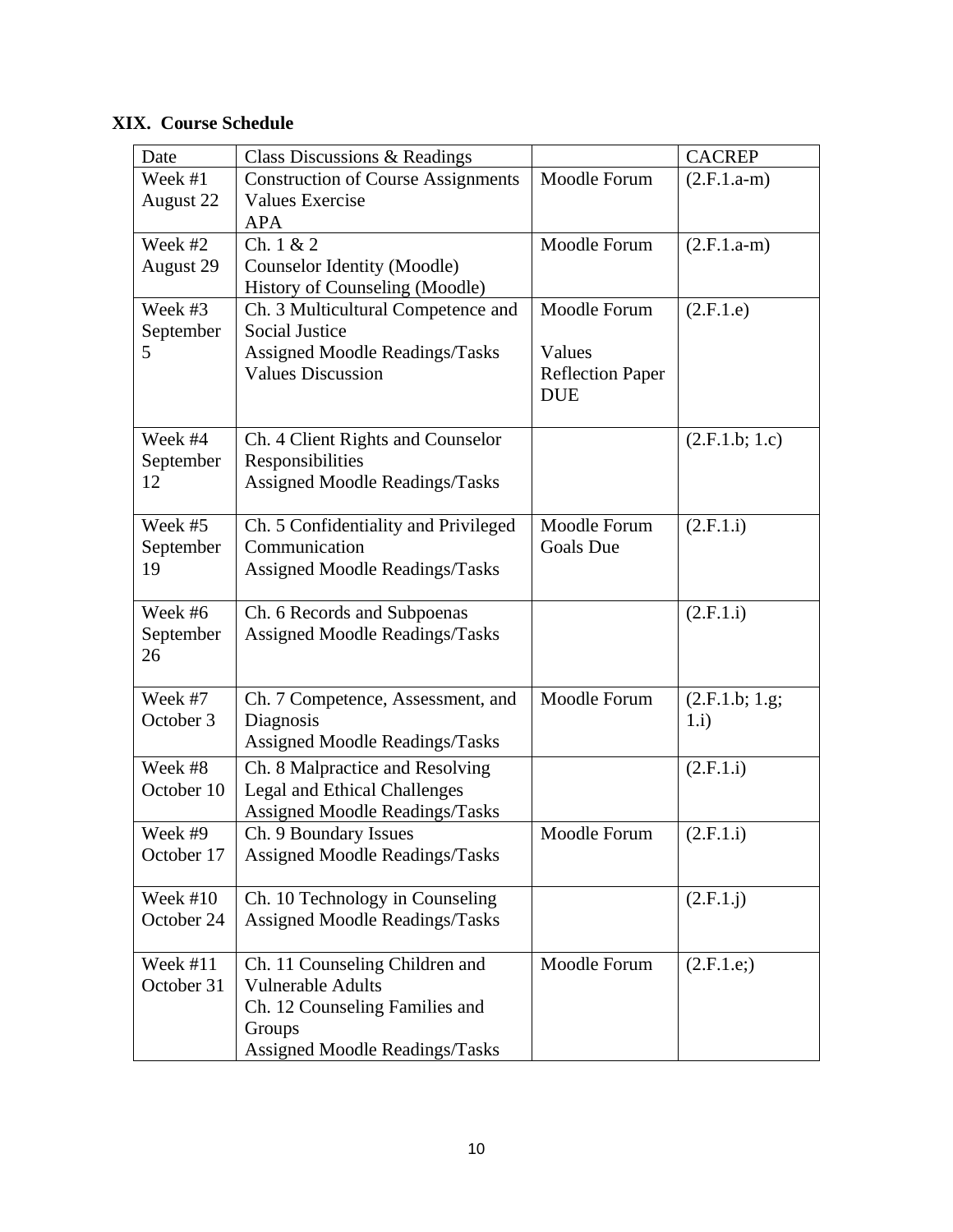**XIX. Course Schedule**

| Date | Class Discussions & Readings | | CACREP |
|---|---|---|---|
| Week #1 August 22 | Construction of Course Assignments<br>Values Exercise<br>APA | Moodle Forum | (2.F.1.a-m) |
| Week #2 August 29 | Ch. 1 & 2<br>Counselor Identity (Moodle)<br>History of Counseling (Moodle) | Moodle Forum | (2.F.1.a-m) |
| Week #3 September 5 | Ch. 3 Multicultural Competence and Social Justice<br>Assigned Moodle Readings/Tasks<br>Values Discussion | Moodle Forum<br><br>Values Reflection Paper DUE | (2.F.1.e) |
| Week #4 September 12 | Ch. 4 Client Rights and Counselor Responsibilities<br>Assigned Moodle Readings/Tasks | | (2.F.1.b; 1.c) |
| Week #5 September 19 | Ch. 5 Confidentiality and Privileged Communication<br>Assigned Moodle Readings/Tasks | Moodle Forum<br>Goals Due | (2.F.1.i) |
| Week #6 September 26 | Ch. 6 Records and Subpoenas<br>Assigned Moodle Readings/Tasks | | (2.F.1.i) |
| Week #7 October 3 | Ch. 7 Competence, Assessment, and Diagnosis<br>Assigned Moodle Readings/Tasks | Moodle Forum | (2.F.1.b; 1.g; 1.i) |
| Week #8 October 10 | Ch. 8 Malpractice and Resolving Legal and Ethical Challenges<br>Assigned Moodle Readings/Tasks | | (2.F.1.i) |
| Week #9 October 17 | Ch. 9 Boundary Issues<br>Assigned Moodle Readings/Tasks | Moodle Forum | (2.F.1.i) |
| Week #10 October 24 | Ch. 10 Technology in Counseling<br>Assigned Moodle Readings/Tasks | | (2.F.1.j) |
| Week #11 October 31 | Ch. 11 Counseling Children and Vulnerable Adults<br>Ch. 12 Counseling Families and Groups<br>Assigned Moodle Readings/Tasks | Moodle Forum | (2.F.1.e;) |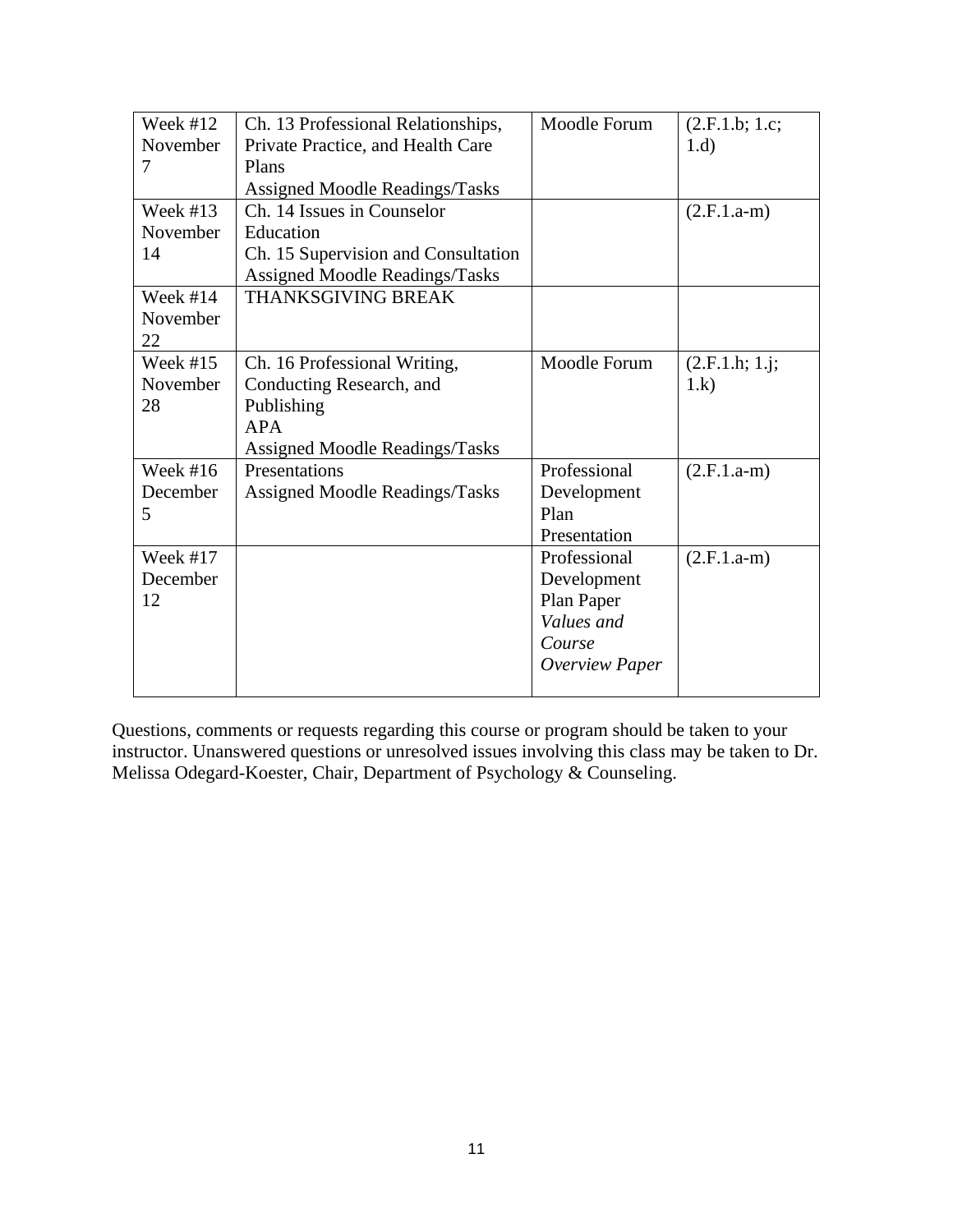| | | | |
|---|---|---|---|
| Week #12 November 7 | Ch. 13 Professional Relationships, Private Practice, and Health Care Plans<br>Assigned Moodle Readings/Tasks | Moodle Forum | (2.F.1.b; 1.c; 1.d) |
| Week #13 November 14 | Ch. 14 Issues in Counselor Education<br>Ch. 15 Supervision and Consultation<br>Assigned Moodle Readings/Tasks | | (2.F.1.a-m) |
| Week #14 November 22 | THANKSGIVING BREAK | | |
| Week #15 November 28 | Ch. 16 Professional Writing, Conducting Research, and Publishing<br>APA<br>Assigned Moodle Readings/Tasks | Moodle Forum | (2.F.1.h; 1.j; 1.k) |
| Week #16 December 5 | Presentations<br>Assigned Moodle Readings/Tasks | Professional Development Plan Presentation | (2.F.1.a-m) |
| Week #17 December 12 | | Professional Development Plan Paper<br>*Values and Course Overview Paper* | (2.F.1.a-m) |

Questions, comments or requests regarding this course or program should be taken to your instructor. Unanswered questions or unresolved issues involving this class may be taken to Dr. Melissa Odegard-Koester, Chair, Department of Psychology & Counseling.